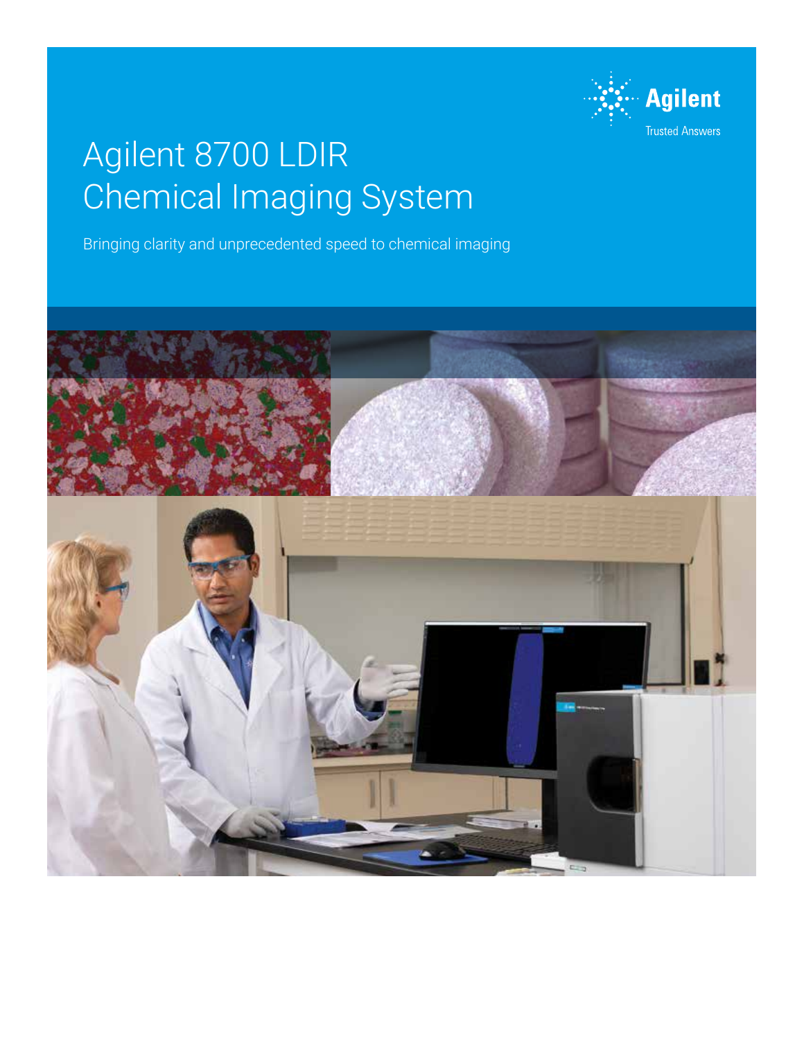Agilent

Trusted Answers

# Agilent 8700 LDIR Chemical Imaging System

Bringing clarity and unprecedented speed to chemical imaging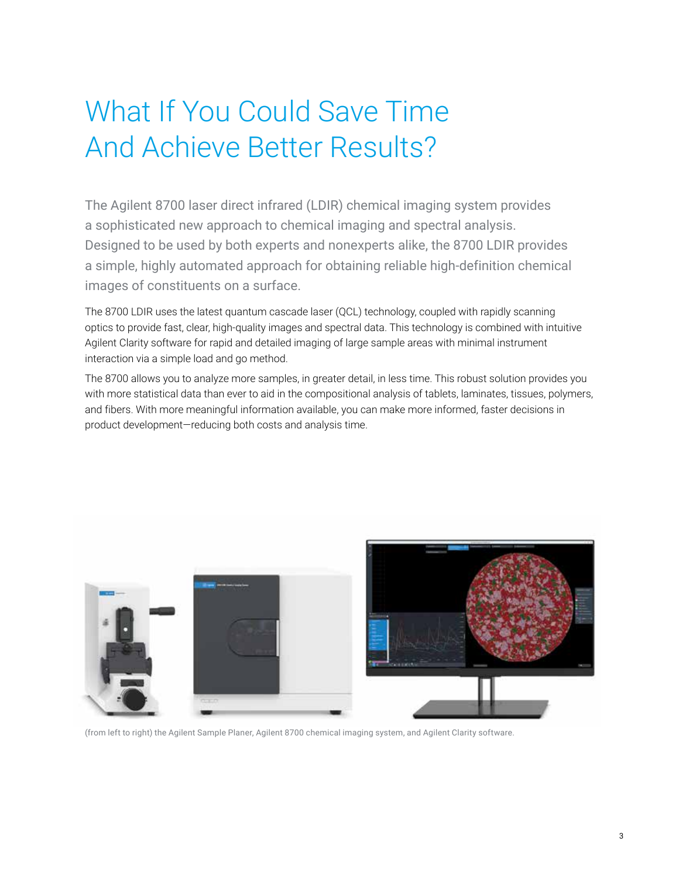# What If You Could Save Time And Achieve Better Results?

The Agilent 8700 laser direct infrared (LDIR) chemical imaging system provides a sophisticated new approach to chemical imaging and spectral analysis. Designed to be used by both experts and nonexperts alike, the 8700 LDIR provides a simple, highly automated approach for obtaining reliable high-definition chemical images of constituents on a surface.

The 8700 LDIR uses the latest quantum cascade laser (QCL) technology, coupled with rapidly scanning optics to provide fast, clear, high-quality images and spectral data. This technology is combined with intuitive Agilent Clarity software for rapid and detailed imaging of large sample areas with minimal instrument interaction via a simple load and go method.

The 8700 allows you to analyze more samples, in greater detail, in less time. This robust solution provides you with more statistical data than ever to aid in the compositional analysis of tablets, laminates, tissues, polymers, and fibers. With more meaningful information available, you can make more informed, faster decisions in product development—reducing both costs and analysis time.

(from left to right) the Agilent Sample Planer, Agilent 8700 chemical imaging system, and Agilent Clarity software.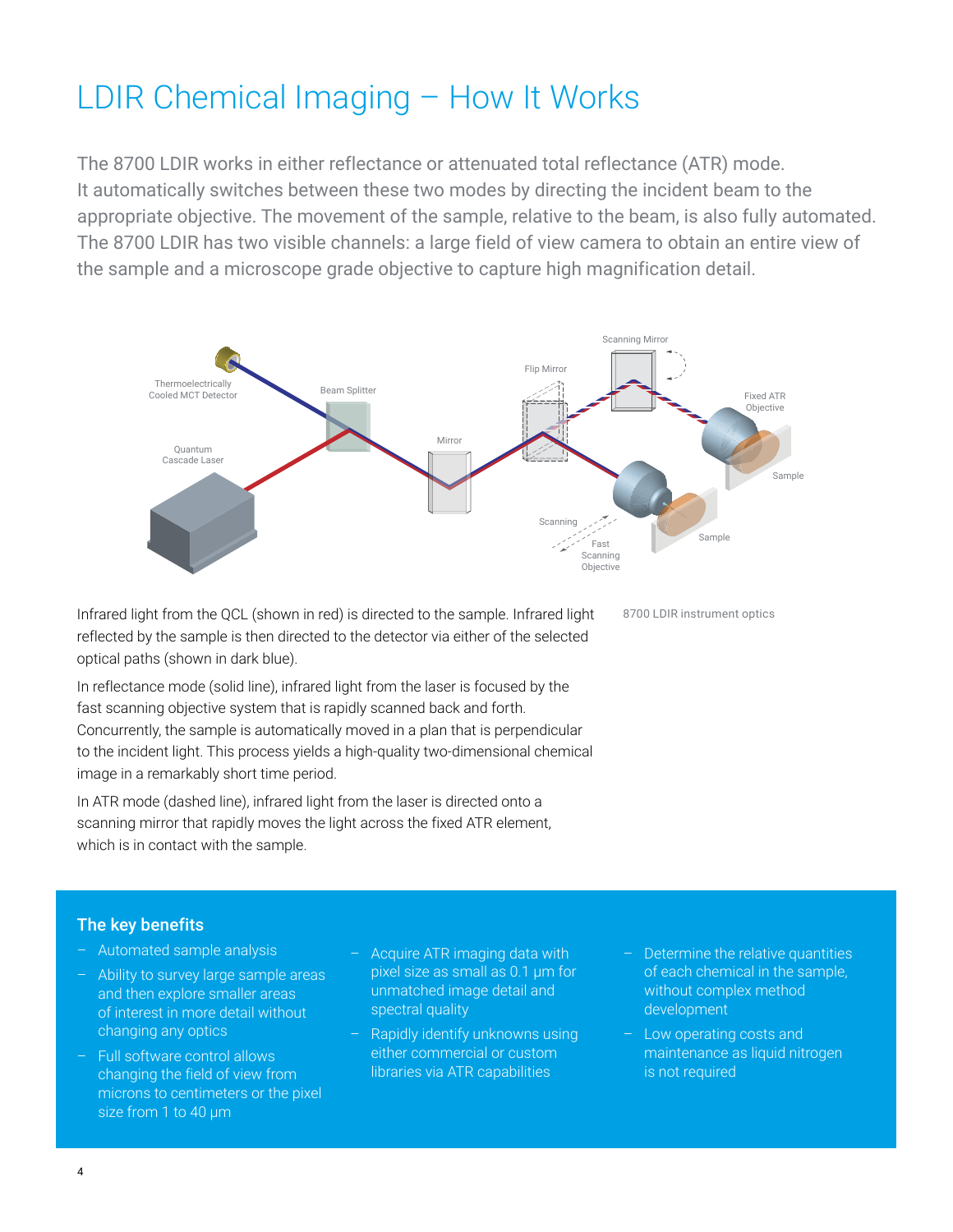# LDIR Chemical Imaging – How It Works

The 8700 LDIR works in either reflectance or attenuated total reflectance (ATR) mode. It automatically switches between these two modes by directing the incident beam to the appropriate objective. The movement of the sample, relative to the beam, is also fully automated. The 8700 LDIR has two visible channels: a large field of view camera to obtain an entire view of the sample and a microscope grade objective to capture high magnification detail.

8700 LDIR instrument optics

Infrared light from the QCL (shown in red) is directed to the sample. Infrared light reflected by the sample is then directed to the detector via either of the selected optical paths (shown in dark blue).

In reflectance mode (solid line), infrared light from the laser is focused by the fast scanning objective system that is rapidly scanned back and forth. Concurrently, the sample is automatically moved in a plan that is perpendicular to the incident light. This process yields a high-quality two-dimensional chemical image in a remarkably short time period.

In ATR mode (dashed line), infrared light from the laser is directed onto a scanning mirror that rapidly moves the light across the fixed ATR element, which is in contact with the sample.

## The key benefits

- Automated sample analysis
- Ability to survey large sample areas and then explore smaller areas of interest in more detail without changing any optics
- Full software control allows changing the field of view from microns to centimeters or the pixel size from 1 to 40 µm
- Acquire ATR imaging data with pixel size as small as 0.1 µm for unmatched image detail and spectral quality
- Rapidly identify unknowns using either commercial or custom libraries via ATR capabilities
- Determine the relative quantities of each chemical in the sample, without complex method development
- Low operating costs and maintenance as liquid nitrogen is not required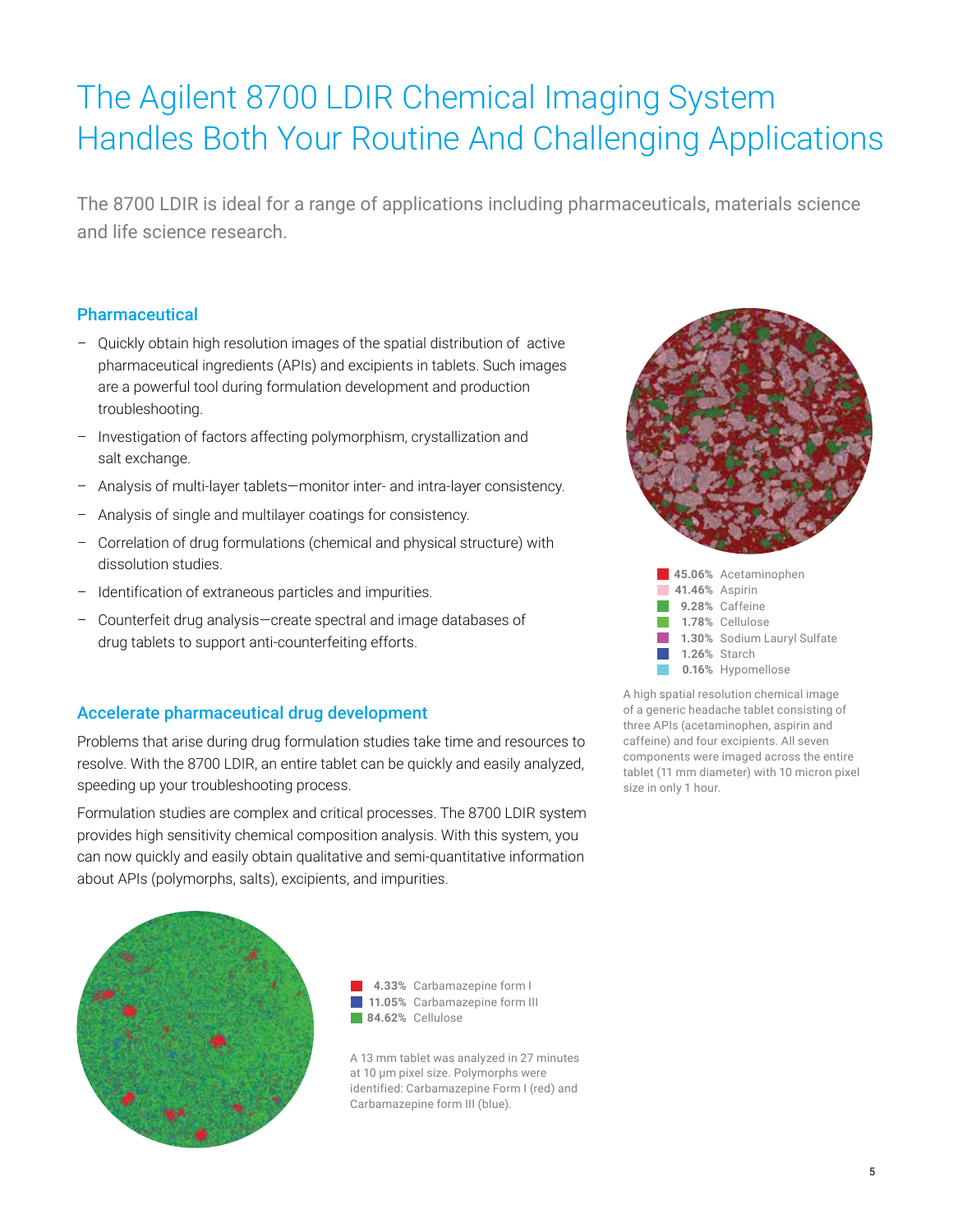# The Agilent 8700 LDIR Chemical Imaging System Handles Both Your Routine And Challenging Applications

The 8700 LDIR is ideal for a range of applications including pharmaceuticals, materials science and life science research.

### Pharmaceutical

- Quickly obtain high resolution images of the spatial distribution of active pharmaceutical ingredients (APIs) and excipients in tablets. Such images are a powerful tool during formulation development and production troubleshooting.
- Investigation of factors affecting polymorphism, crystallization and salt exchange.
- Analysis of multi-layer tablets—monitor inter- and intra-layer consistency.
- Analysis of single and multilayer coatings for consistency.
- Correlation of drug formulations (chemical and physical structure) with dissolution studies.
- Identification of extraneous particles and impurities.
- Counterfeit drug analysis—create spectral and image databases of drug tablets to support anti-counterfeiting efforts.

**45.06%** Acetaminophen
**41.46%** Aspirin
**9.28%** Caffeine
**1.78%** Cellulose
**1.30%** Sodium Lauryl Sulfate
**1.26%** Starch
**0.16%** Hypomellose

A high spatial resolution chemical image of a generic headache tablet consisting of three APIs (acetaminophen, aspirin and caffeine) and four excipients. All seven components were imaged across the entire tablet (11 mm diameter) with 10 micron pixel size in only 1 hour.

### Accelerate pharmaceutical drug development

Problems that arise during drug formulation studies take time and resources to resolve. With the 8700 LDIR, an entire tablet can be quickly and easily analyzed, speeding up your troubleshooting process.

Formulation studies are complex and critical processes. The 8700 LDIR system provides high sensitivity chemical composition analysis. With this system, you can now quickly and easily obtain qualitative and semi-quantitative information about APIs (polymorphs, salts), excipients, and impurities.

**4.33%** Carbamazepine form I
**11.05%** Carbamazepine form III
**84.62%** Cellulose

A 13 mm tablet was analyzed in 27 minutes at 10 µm pixel size. Polymorphs were identified: Carbamazepine Form I (red) and Carbamazepine form III (blue).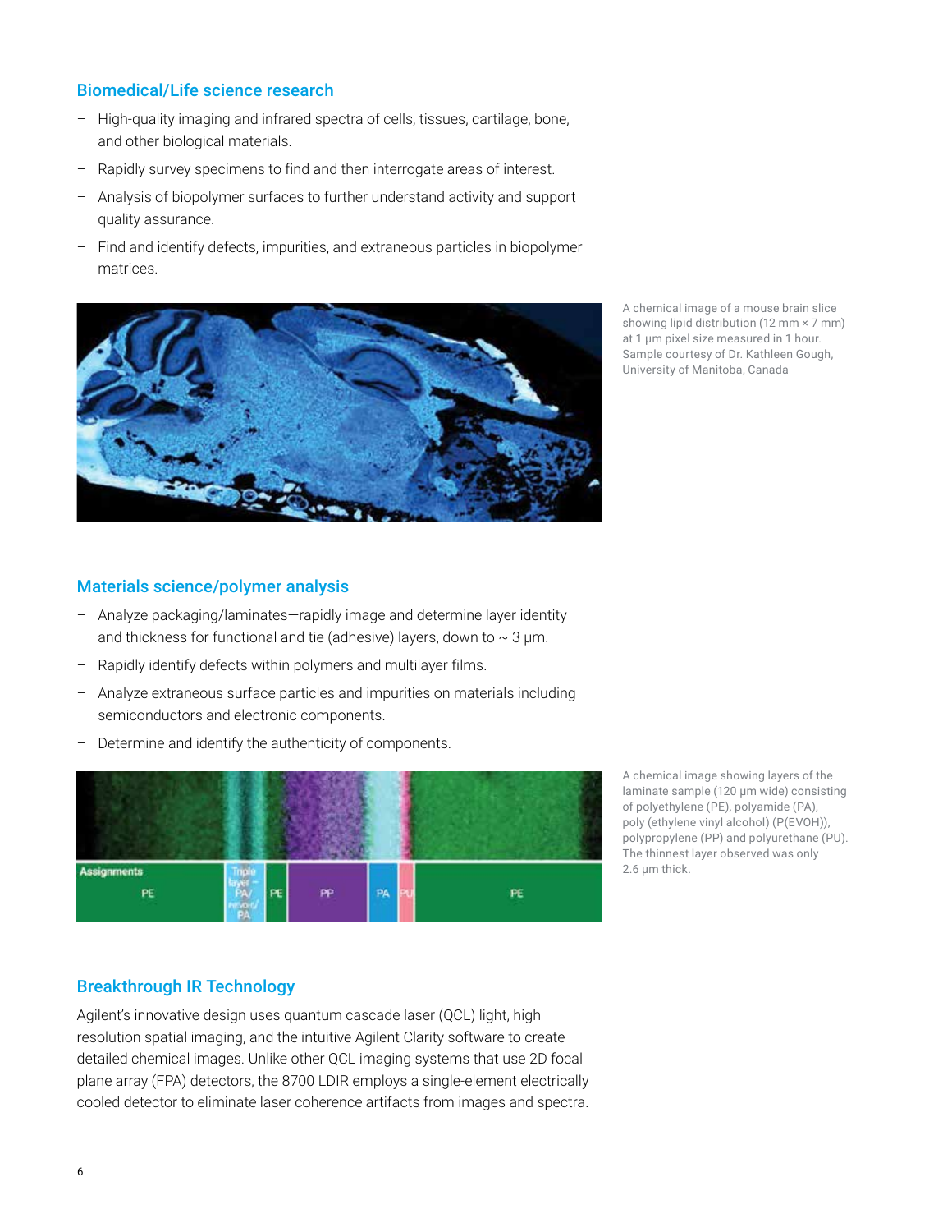## Biomedical/Life science research

- High-quality imaging and infrared spectra of cells, tissues, cartilage, bone, and other biological materials.
- Rapidly survey specimens to find and then interrogate areas of interest.
- Analysis of biopolymer surfaces to further understand activity and support quality assurance.
- Find and identify defects, impurities, and extraneous particles in biopolymer matrices.

A chemical image of a mouse brain slice showing lipid distribution (12 mm × 7 mm) at 1 µm pixel size measured in 1 hour. Sample courtesy of Dr. Kathleen Gough, University of Manitoba, Canada

## Materials science/polymer analysis

- Analyze packaging/laminates—rapidly image and determine layer identity and thickness for functional and tie (adhesive) layers, down to ~ 3 µm.
- Rapidly identify defects within polymers and multilayer films.
- Analyze extraneous surface particles and impurities on materials including semiconductors and electronic components.
- Determine and identify the authenticity of components.

A chemical image showing layers of the laminate sample (120 µm wide) consisting of polyethylene (PE), polyamide (PA), poly (ethylene vinyl alcohol) (P(EVOH)), polypropylene (PP) and polyurethane (PU). The thinnest layer observed was only 2.6 µm thick.

## Breakthrough IR Technology

Agilent's innovative design uses quantum cascade laser (QCL) light, high resolution spatial imaging, and the intuitive Agilent Clarity software to create detailed chemical images. Unlike other QCL imaging systems that use 2D focal plane array (FPA) detectors, the 8700 LDIR employs a single-element electrically cooled detector to eliminate laser coherence artifacts from images and spectra.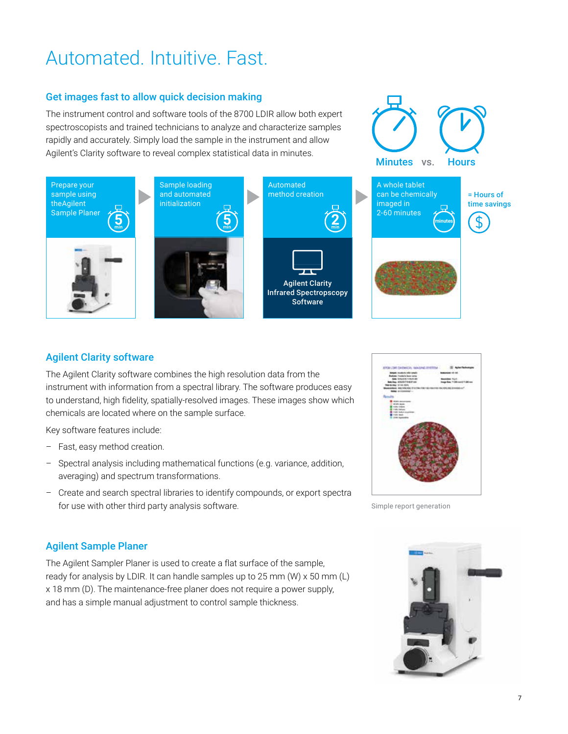# Automated. Intuitive. Fast.

## Get images fast to allow quick decision making

The instrument control and software tools of the 8700 LDIR allow both expert spectroscopists and trained technicians to analyze and characterize samples rapidly and accurately. Simply load the sample in the instrument and allow Agilent's Clarity software to reveal complex statistical data in minutes.

Minutes vs. Hours

Prepare your sample using theAgilent Sample Planer — 5 min

Sample loading and automated initialization — 5 min

Automated method creation — 2 min

Agilent Clarity Infrared Spectropscopy Software

A whole tablet can be chemically imaged in 2-60 minutes — minutes

= Hours of time savings

## Agilent Clarity software

The Agilent Clarity software combines the high resolution data from the instrument with information from a spectral library. The software produces easy to understand, high fidelity, spatially-resolved images. These images show which chemicals are located where on the sample surface.

Key software features include:

- Fast, easy method creation.
- Spectral analysis including mathematical functions (e.g. variance, addition, averaging) and spectrum transformations.
- Create and search spectral libraries to identify compounds, or export spectra for use with other third party analysis software.

Simple report generation

## Agilent Sample Planer

The Agilent Sampler Planer is used to create a flat surface of the sample, ready for analysis by LDIR. It can handle samples up to 25 mm (W) x 50 mm (L) x 18 mm (D). The maintenance-free planer does not require a power supply, and has a simple manual adjustment to control sample thickness.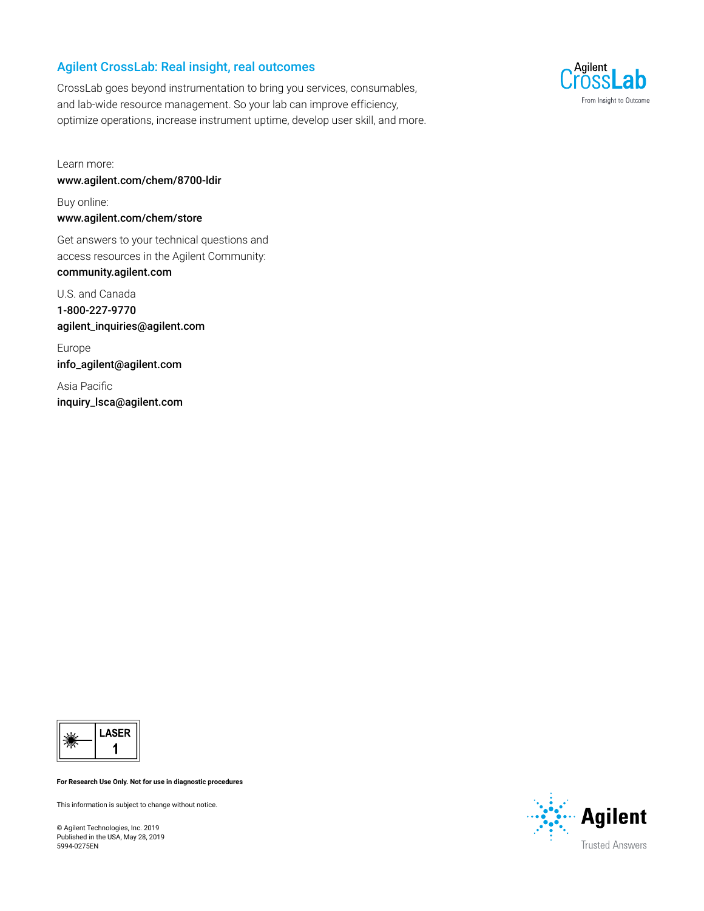## Agilent CrossLab: Real insight, real outcomes

CrossLab goes beyond instrumentation to bring you services, consumables, and lab-wide resource management. So your lab can improve efficiency, optimize operations, increase instrument uptime, develop user skill, and more.

Learn more:
**www.agilent.com/chem/8700-ldir**

Buy online:
**www.agilent.com/chem/store**

Get answers to your technical questions and access resources in the Agilent Community:
**community.agilent.com**

U.S. and Canada
**1-800-227-9770**
**agilent_inquiries@agilent.com**

Europe
**info_agilent@agilent.com**

Asia Pacific
**inquiry_lsca@agilent.com**

LASER 1

**For Research Use Only. Not for use in diagnostic procedures**

This information is subject to change without notice.

© Agilent Technologies, Inc. 2019
Published in the USA, May 28, 2019
5994-0275EN